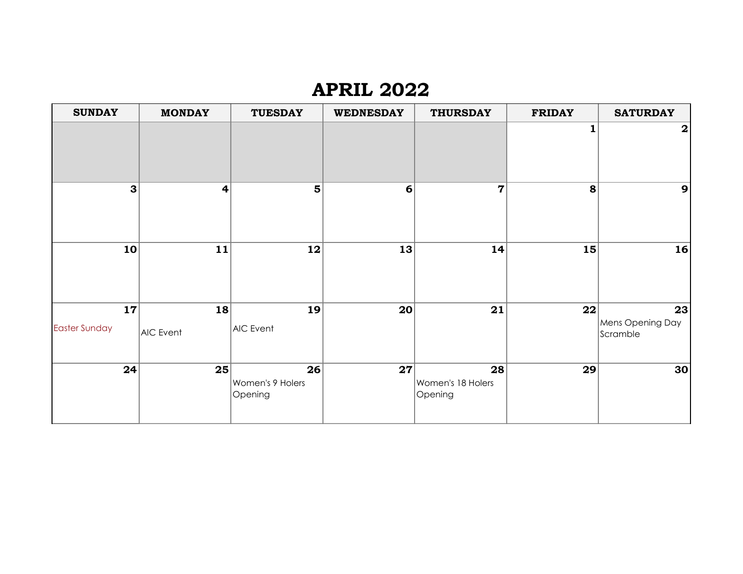# APRIL 2022

| SUNDAY | MONDAY | TUESDAY | WEDNESDAY | THURSDAY | FRIDAY | SATURDAY |
|---|---|---|---|---|---|---|
| | | | | | 1 | 2 |
| 3 | 4 | 5 | 6 | 7 | 8 | 9 |
| 10 | 11 | 12 | 13 | 14 | 15 | 16 |
| 17<br>Easter Sunday | 18<br>AIC Event | 19<br>AIC Event | 20 | 21 | 22 | 23<br>Mens Opening Day Scramble |
| 24 | 25 | 26<br>Women's 9 Holers Opening | 27 | 28<br>Women's 18 Holers Opening | 29 | 30 |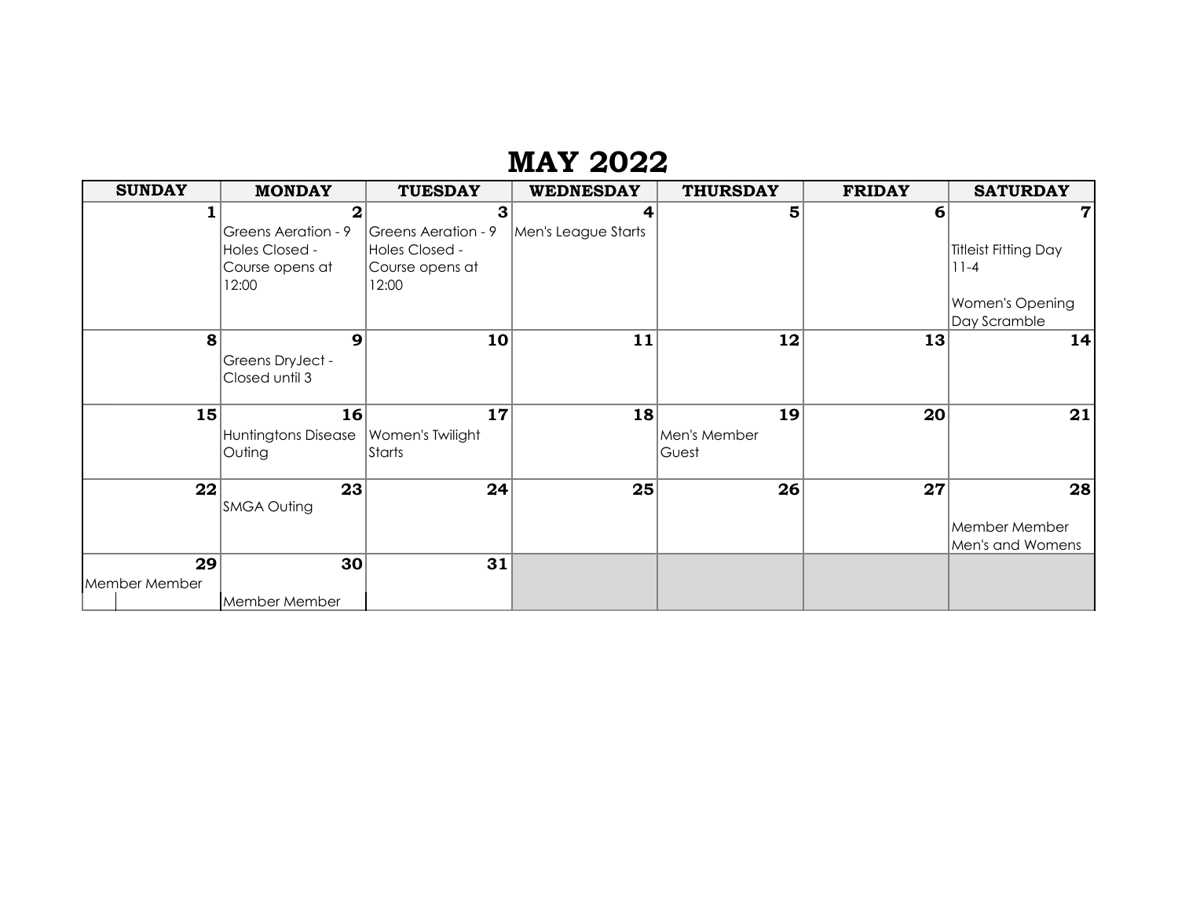# MAY 2022

| SUNDAY | MONDAY | TUESDAY | WEDNESDAY | THURSDAY | FRIDAY | SATURDAY |
|---|---|---|---|---|---|---|
| 1 | 2 Greens Aeration - 9 Holes Closed - Course opens at 12:00 | 3 Greens Aeration - 9 Holes Closed - Course opens at 12:00 | 4 Men's League Starts | 5 | 6 | 7 Titleist Fitting Day 11-4 Women's Opening Day Scramble |
| 8 | 9 Greens DryJect - Closed until 3 | 10 | 11 | 12 | 13 | 14 |
| 15 | 16 Huntingtons Disease Outing | 17 Women's Twilight Starts | 18 | 19 Men's Member Guest | 20 | 21 |
| 22 | 23 SMGA Outing | 24 | 25 | 26 | 27 | 28 Member Member Men's and Womens |
| 29 Member Member | 30 Member Member | 31 | | | | |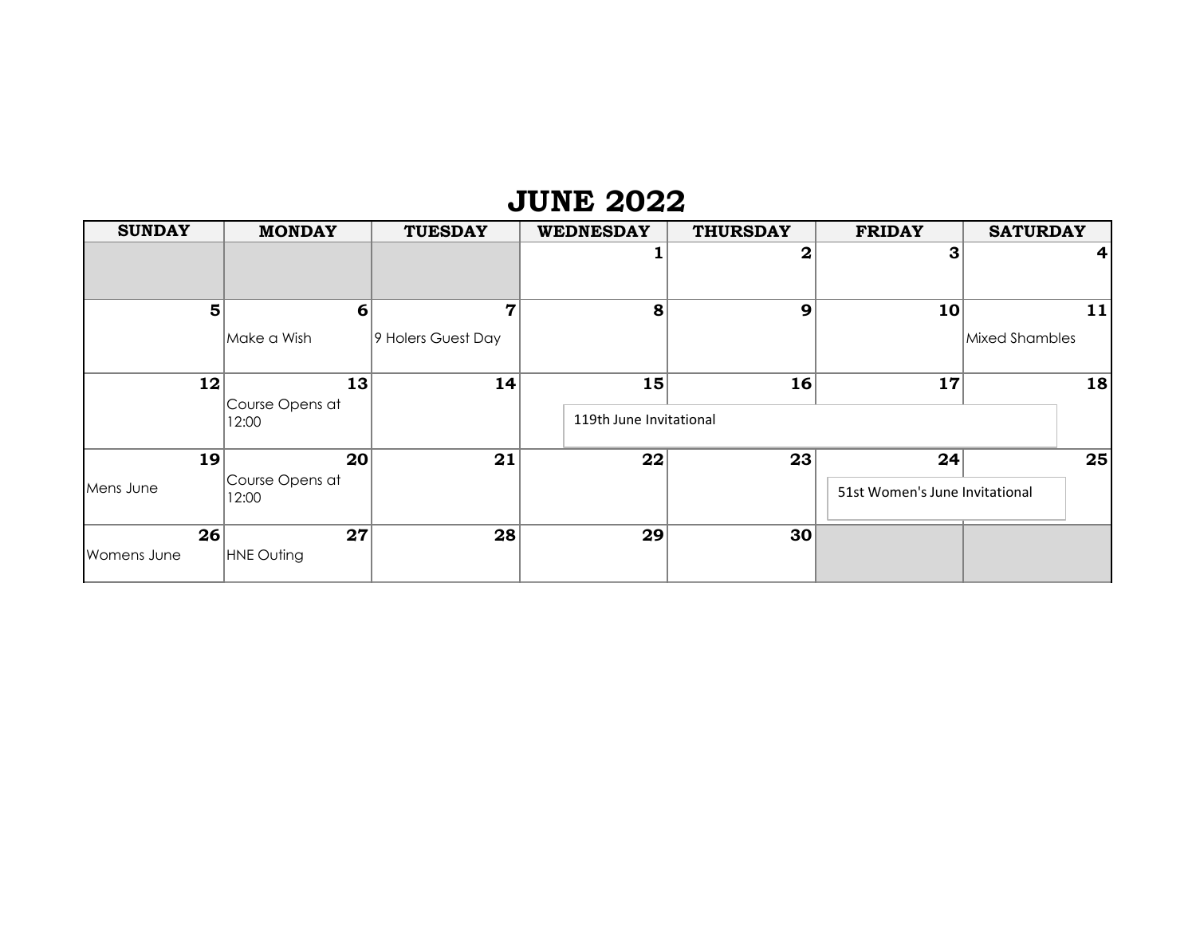# JUNE 2022

| SUNDAY | MONDAY | TUESDAY | WEDNESDAY | THURSDAY | FRIDAY | SATURDAY |
|---|---|---|---|---|---|---|
| | | | 1 | 2 | 3 | 4 |
| 5 | 6<br>Make a Wish | 7<br>9 Holers Guest Day | 8 | 9 | 10 | 11<br>Mixed Shambles |
| 12 | 13<br>Course Opens at 12:00 | 14 | 15<br>119th June Invitational | 16 | 17 | 18 |
| 19<br>Mens June | 20<br>Course Opens at 12:00 | 21 | 22 | 23 | 24<br>51st Women's June Invitational | 25 |
| 26<br>Womens June | 27<br>HNE Outing | 28 | 29 | 30 | | |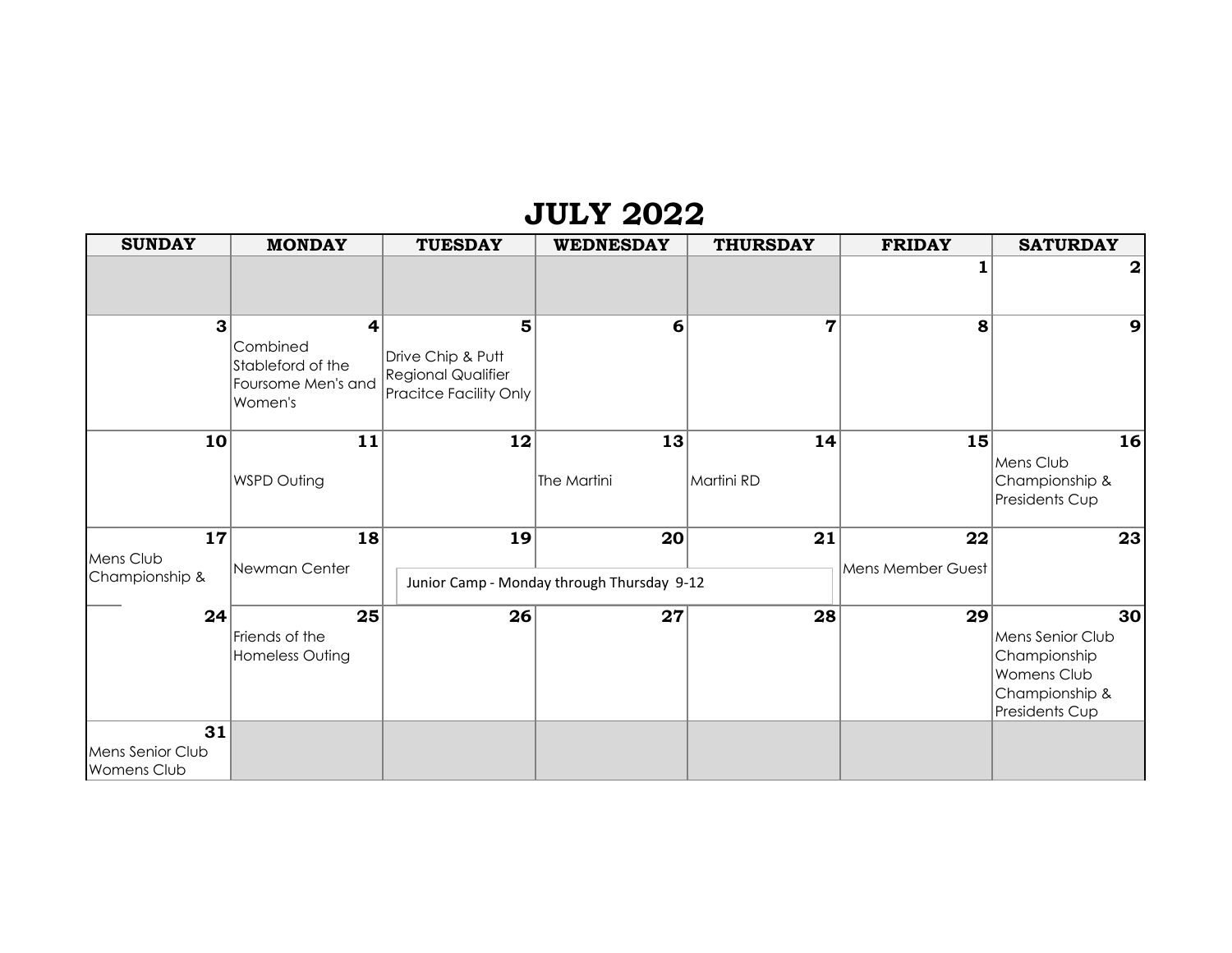# JULY 2022

| SUNDAY | MONDAY | TUESDAY | WEDNESDAY | THURSDAY | FRIDAY | SATURDAY |
|---|---|---|---|---|---|---|
| | | | | | 1 | 2 |
| 3 | 4 Combined Stableford of the Foursome Men's and Women's | 5 Drive Chip & Putt Regional Qualifier Pracitce Facility Only | 6 | 7 | 8 | 9 |
| 10 | 11 WSPD Outing | 12 | 13 The Martini | 14 Martini RD | 15 | 16 Mens Club Championship & Presidents Cup |
| 17 Mens Club Championship & ____ | 18 Newman Center | 19 Junior Camp - Monday through Thursday 9-12 | 20 | 21 | 22 Mens Member Guest | 23 |
| 24 | 25 Friends of the Homeless Outing | 26 | 27 | 28 | 29 | 30 Mens Senior Club Championship Womens Club Championship & Presidents Cup |
| 31 Mens Senior Club Womens Club | | | | | | |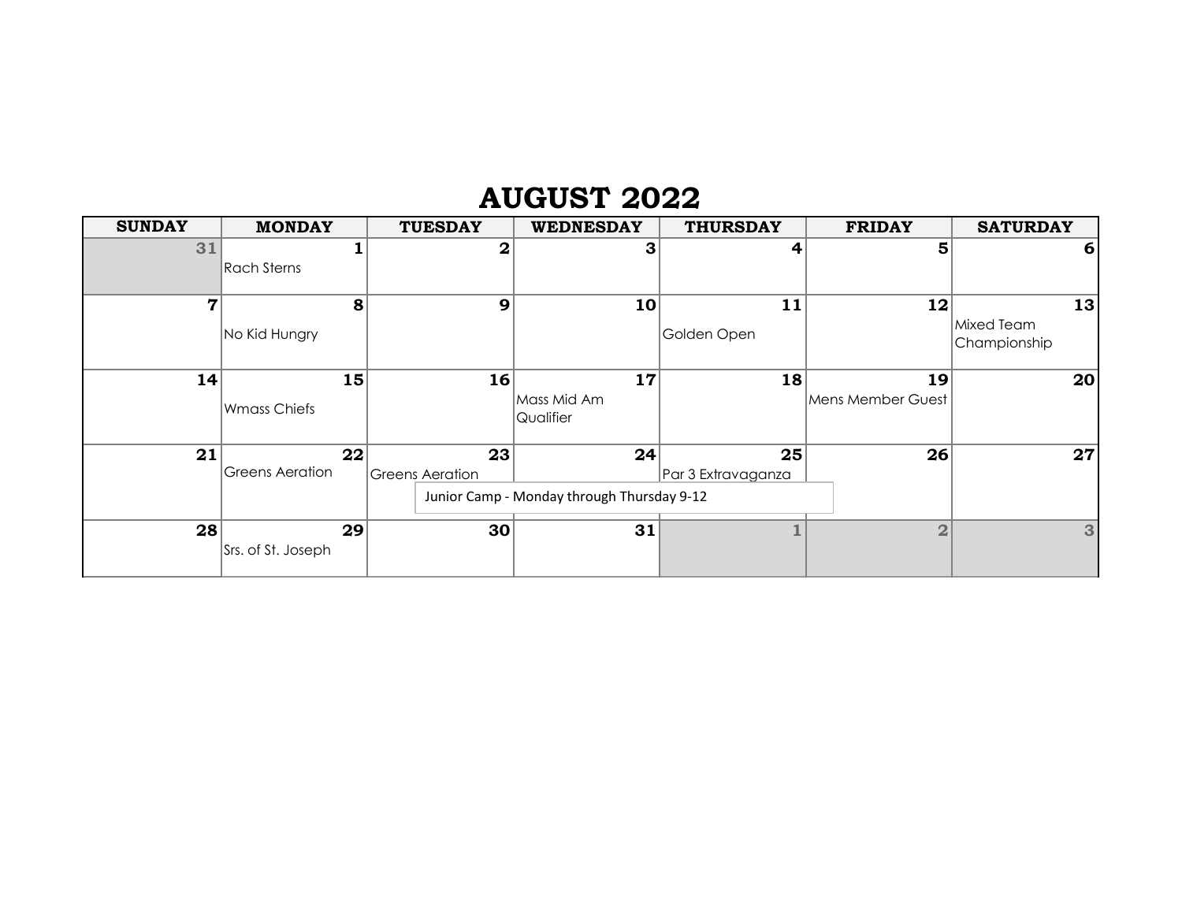# AUGUST 2022

| SUNDAY | MONDAY | TUESDAY | WEDNESDAY | THURSDAY | FRIDAY | SATURDAY |
|---|---|---|---|---|---|---|
| 31 | 1 Rach Sterns | 2 | 3 | 4 | 5 | 6 |
| 7 | 8 No Kid Hungry | 9 | 10 | 11 Golden Open | 12 | 13 Mixed Team Championship |
| 14 | 15 Wmass Chiefs | 16 | 17 Mass Mid Am Qualifier | 18 | 19 Mens Member Guest | 20 |
| 21 | 22 Greens Aeration | 23 Greens Aeration | 24 | 25 Par 3 Extravaganza | 26 | 27 |
| 28 | 29 Srs. of St. Joseph | 30 | 31 | 1 | 2 | 3 |

Junior Camp - Monday through Thursday 9-12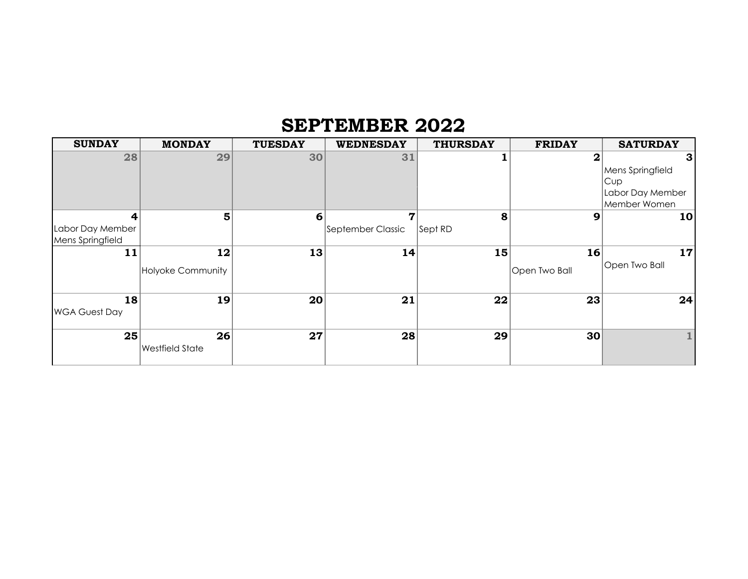# SEPTEMBER 2022

| SUNDAY | MONDAY | TUESDAY | WEDNESDAY | THURSDAY | FRIDAY | SATURDAY |
|---|---|---|---|---|---|---|
| 28 | 29 | 30 | 31 | 1 | 2 | 3 Mens Springfield Cup Labor Day Member Member Women |
| 4 Labor Day Member Mens Springfield | 5 | 6 | 7 September Classic | 8 Sept RD | 9 | 10 |
| 11 | 12 Holyoke Community | 13 | 14 | 15 | 16 Open Two Ball | 17 Open Two Ball |
| 18 WGA Guest Day | 19 | 20 | 21 | 22 | 23 | 24 |
| 25 | 26 Westfield State | 27 | 28 | 29 | 30 | 1 |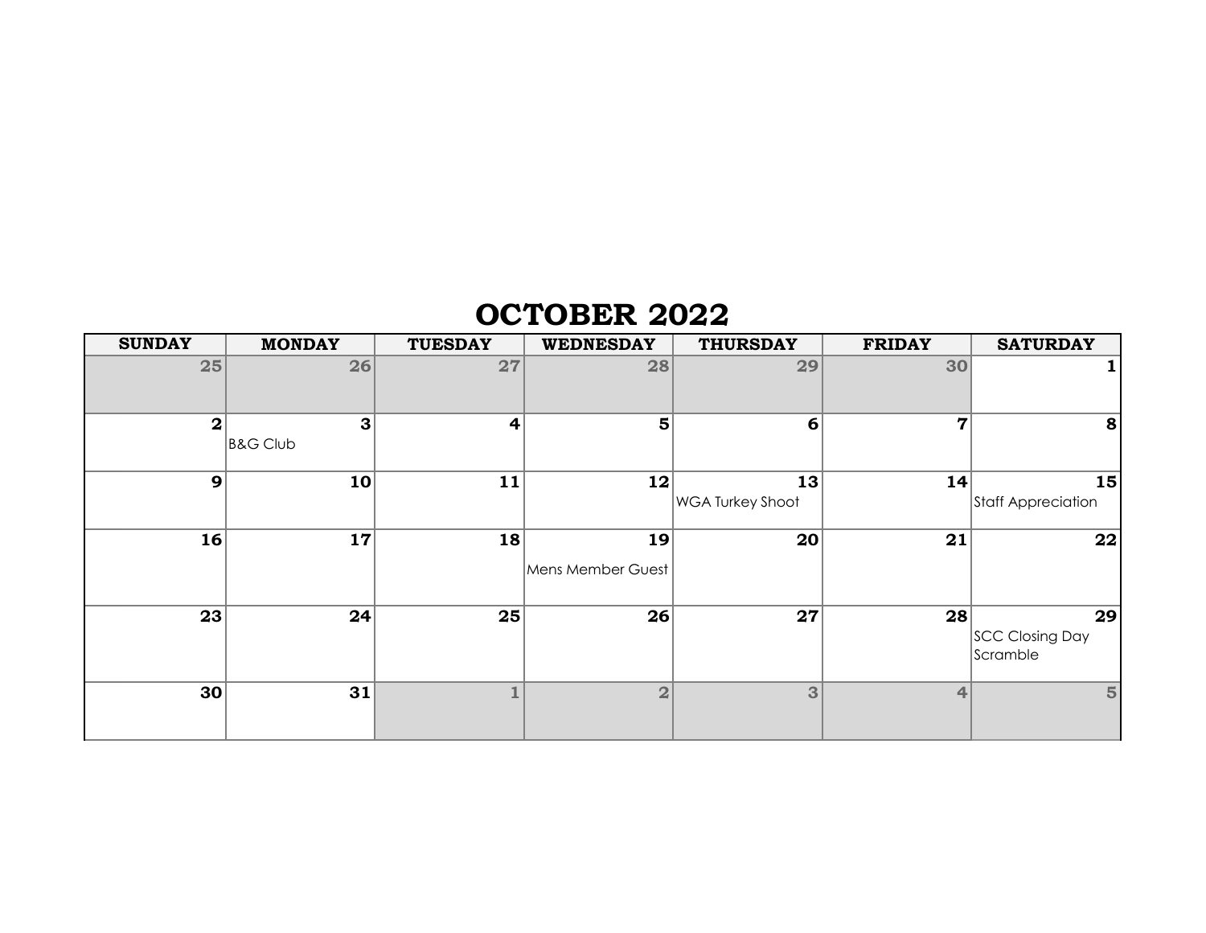# OCTOBER 2022

| SUNDAY | MONDAY | TUESDAY | WEDNESDAY | THURSDAY | FRIDAY | SATURDAY |
|---|---|---|---|---|---|---|
| 25 | 26 | 27 | 28 | 29 | 30 | 1 |
| 2 | 3 B&G Club | 4 | 5 | 6 | 7 | 8 |
| 9 | 10 | 11 | 12 | 13 WGA Turkey Shoot | 14 | 15 Staff Appreciation |
| 16 | 17 | 18 | 19 Mens Member Guest | 20 | 21 | 22 |
| 23 | 24 | 25 | 26 | 27 | 28 | 29 SCC Closing Day Scramble |
| 30 | 31 | 1 | 2 | 3 | 4 | 5 |